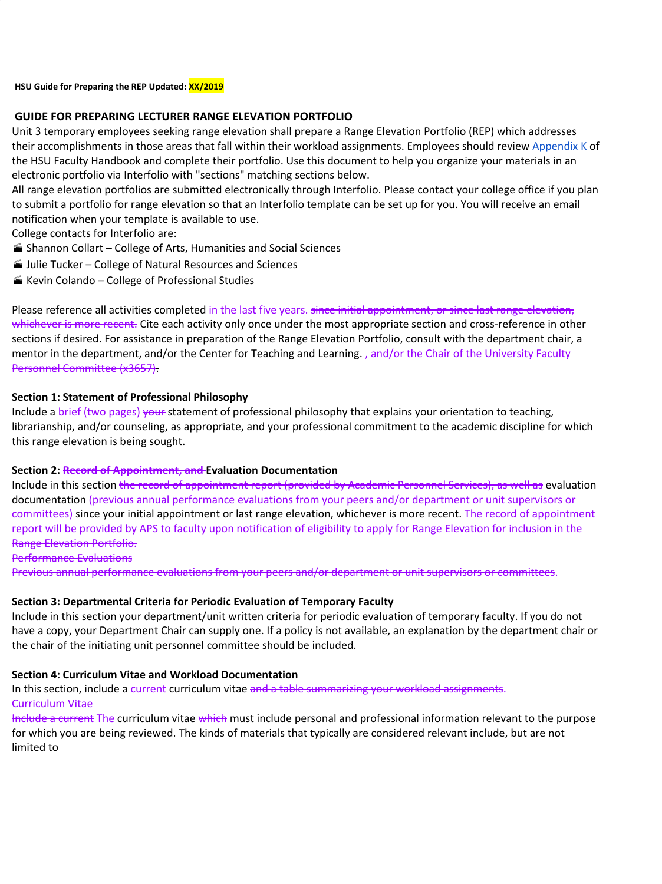**HSU Guide for Preparing the REP Updated: XX/2019**

## GUIDE FOR PREPARING LECTURER RANGE ELEVATION PORTFOLIO

Unit 3 temporary employees seeking range elevation shall prepare a Range Elevation Portfolio (REP) which addresses their accomplishments in those areas that fall within their workload assignments. Employees should review Appendix K of the HSU Faculty Handbook and complete their portfolio. Use this document to help you organize your materials in an electronic portfolio via Interfolio with "sections" matching sections below.

All range elevation portfolios are submitted electronically through Interfolio. Please contact your college office if you plan to submit a portfolio for range elevation so that an Interfolio template can be set up for you. You will receive an email notification when your template is available to use.

College contacts for Interfolio are:

- Shannon Collart – College of Arts, Humanities and Social Sciences
- Julie Tucker – College of Natural Resources and Sciences
- Kevin Colando – College of Professional Studies

Please reference all activities completed in the last five years. ~~since initial appointment, or since last range elevation, whichever is more recent.~~ Cite each activity only once under the most appropriate section and cross-reference in other sections if desired. For assistance in preparation of the Range Elevation Portfolio, consult with the department chair, a mentor in the department, and/or the Center for Teaching and Learning~~. , and/or the Chair of the University Faculty Personnel Committee (x3657).~~.

### Section 1: Statement of Professional Philosophy

Include a brief (two pages) ~~your~~ statement of professional philosophy that explains your orientation to teaching, librarianship, and/or counseling, as appropriate, and your professional commitment to the academic discipline for which this range elevation is being sought.

### Section 2: ~~Record of Appointment, and~~ Evaluation Documentation

Include in this section ~~the record of appointment report (provided by Academic Personnel Services), as well as~~ evaluation documentation (previous annual performance evaluations from your peers and/or department or unit supervisors or committees) since your initial appointment or last range elevation, whichever is more recent. ~~The record of appointment report will be provided by APS to faculty upon notification of eligibility to apply for Range Elevation for inclusion in the Range Elevation Portfolio.~~

~~Performance Evaluations~~

~~Previous annual performance evaluations from your peers and/or department or unit supervisors or committees.~~

### Section 3: Departmental Criteria for Periodic Evaluation of Temporary Faculty

Include in this section your department/unit written criteria for periodic evaluation of temporary faculty. If you do not have a copy, your Department Chair can supply one. If a policy is not available, an explanation by the department chair or the chair of the initiating unit personnel committee should be included.

### Section 4: Curriculum Vitae and Workload Documentation

In this section, include a current curriculum vitae ~~and a table summarizing your workload assignments.~~

~~Curriculum Vitae~~

~~Include a current~~ The curriculum vitae ~~which~~ must include personal and professional information relevant to the purpose for which you are being reviewed. The kinds of materials that typically are considered relevant include, but are not limited to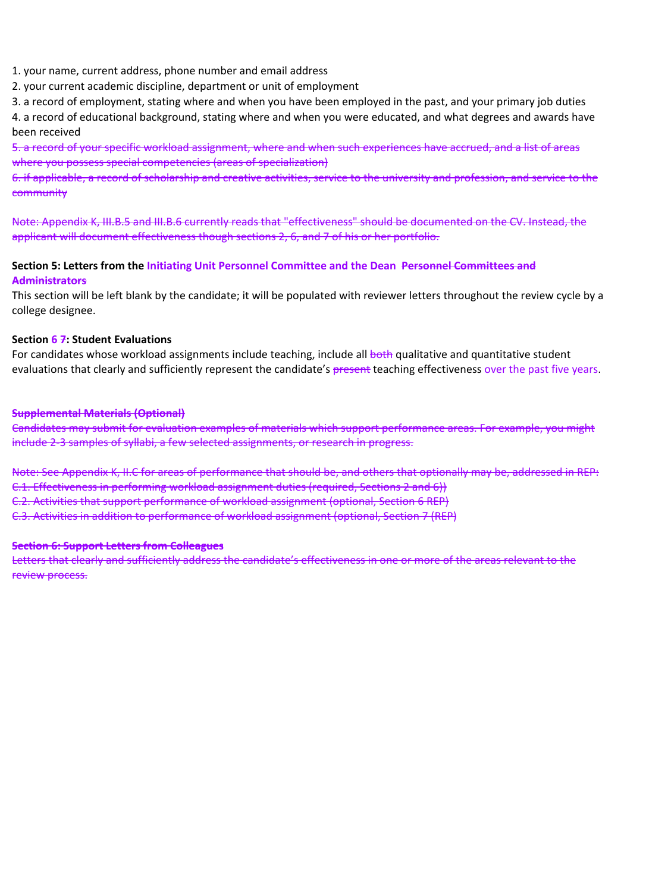1. your name, current address, phone number and email address
2. your current academic discipline, department or unit of employment
3. a record of employment, stating where and when you have been employed in the past, and your primary job duties
4. a record of educational background, stating where and when you were educated, and what degrees and awards have been received

~~5. a record of your specific workload assignment, where and when such experiences have accrued, and a list of areas where you possess special competencies (areas of specialization)~~

~~6. if applicable, a record of scholarship and creative activities, service to the university and profession, and service to the community~~

~~Note: Appendix K, III.B.5 and III.B.6 currently reads that "effectiveness" should be documented on the CV. Instead, the applicant will document effectiveness though sections 2, 6, and 7 of his or her portfolio.~~

**Section 5: Letters from the Initiating Unit Personnel Committee and the Dean ~~Personnel Committees and Administrators~~**

This section will be left blank by the candidate; it will be populated with reviewer letters throughout the review cycle by a college designee.

**Section 6 ~~7~~: Student Evaluations**

For candidates whose workload assignments include teaching, include all ~~both~~ qualitative and quantitative student evaluations that clearly and sufficiently represent the candidate's ~~present~~ teaching effectiveness over the past five years.

~~**Supplemental Materials (Optional)**~~

~~Candidates may submit for evaluation examples of materials which support performance areas. For example, you might include 2-3 samples of syllabi, a few selected assignments, or research in progress.~~

~~Note: See Appendix K, II.C for areas of performance that should be, and others that optionally may be, addressed in REP:~~
~~C.1. Effectiveness in performing workload assignment duties (required, Sections 2 and 6))~~
~~C.2. Activities that support performance of workload assignment (optional, Section 6 REP)~~
~~C.3. Activities in addition to performance of workload assignment (optional, Section 7 (REP)~~

~~**Section 6: Support Letters from Colleagues**~~

~~Letters that clearly and sufficiently address the candidate's effectiveness in one or more of the areas relevant to the review process.~~